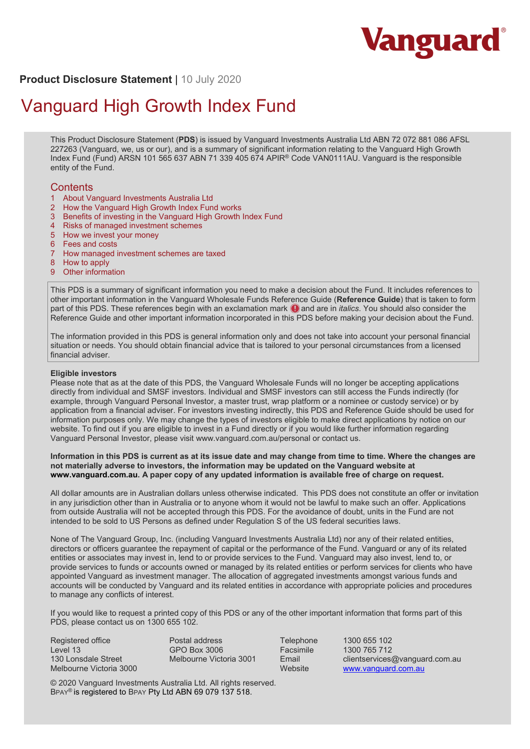Vanguard®

**Product Disclosure Statement** | 10 July 2020

# Vanguard High Growth Index Fund

This Product Disclosure Statement (**PDS**) is issued by Vanguard Investments Australia Ltd ABN 72 072 881 086 AFSL 227263 (Vanguard, we, us or our), and is a summary of significant information relating to the Vanguard High Growth Index Fund (Fund) ARSN 101 565 637 ABN 71 339 405 674 APIR® Code VAN0111AU. Vanguard is the responsible entity of the Fund.

## Contents

1. About Vanguard Investments Australia Ltd
2. How the Vanguard High Growth Index Fund works
3. Benefits of investing in the Vanguard High Growth Index Fund
4. Risks of managed investment schemes
5. How we invest your money
6. Fees and costs
7. How managed investment schemes are taxed
8. How to apply
9. Other information

This PDS is a summary of significant information you need to make a decision about the Fund. It includes references to other important information in the Vanguard Wholesale Funds Reference Guide (**Reference Guide**) that is taken to form part of this PDS. These references begin with an exclamation mark ! and are in *italics*. You should also consider the Reference Guide and other important information incorporated in this PDS before making your decision about the Fund.

The information provided in this PDS is general information only and does not take into account your personal financial situation or needs. You should obtain financial advice that is tailored to your personal circumstances from a licensed financial adviser.

**Eligible investors**

Please note that as at the date of this PDS, the Vanguard Wholesale Funds will no longer be accepting applications directly from individual and SMSF investors. Individual and SMSF investors can still access the Funds indirectly (for example, through Vanguard Personal Investor, a master trust, wrap platform or a nominee or custody service) or by application from a financial adviser. For investors investing indirectly, this PDS and Reference Guide should be used for information purposes only. We may change the types of investors eligible to make direct applications by notice on our website. To find out if you are eligible to invest in a Fund directly or if you would like further information regarding Vanguard Personal Investor, please visit www.vanguard.com.au/personal or contact us.

**Information in this PDS is current as at its issue date and may change from time to time. Where the changes are not materially adverse to investors, the information may be updated on the Vanguard website at www.vanguard.com.au. A paper copy of any updated information is available free of charge on request.**

All dollar amounts are in Australian dollars unless otherwise indicated. This PDS does not constitute an offer or invitation in any jurisdiction other than in Australia or to anyone whom it would not be lawful to make such an offer. Applications from outside Australia will not be accepted through this PDS. For the avoidance of doubt, units in the Fund are not intended to be sold to US Persons as defined under Regulation S of the US federal securities laws.

None of The Vanguard Group, Inc. (including Vanguard Investments Australia Ltd) nor any of their related entities, directors or officers guarantee the repayment of capital or the performance of the Fund. Vanguard or any of its related entities or associates may invest in, lend to or provide services to the Fund. Vanguard may also invest, lend to, or provide services to funds or accounts owned or managed by its related entities or perform services for clients who have appointed Vanguard as investment manager. The allocation of aggregated investments amongst various funds and accounts will be conducted by Vanguard and its related entities in accordance with appropriate policies and procedures to manage any conflicts of interest.

If you would like to request a printed copy of this PDS or any of the other important information that forms part of this PDS, please contact us on 1300 655 102.

Registered office
Level 13
130 Lonsdale Street
Melbourne Victoria 3000

Postal address
GPO Box 3006
Melbourne Victoria 3001

| | |
|---|---|
| Telephone | 1300 655 102 |
| Facsimile | 1300 765 712 |
| Email | clientservices@vanguard.com.au |
| Website | www.vanguard.com.au |

© 2020 Vanguard Investments Australia Ltd. All rights reserved.
BPAY® is registered to BPAY Pty Ltd ABN 69 079 137 518.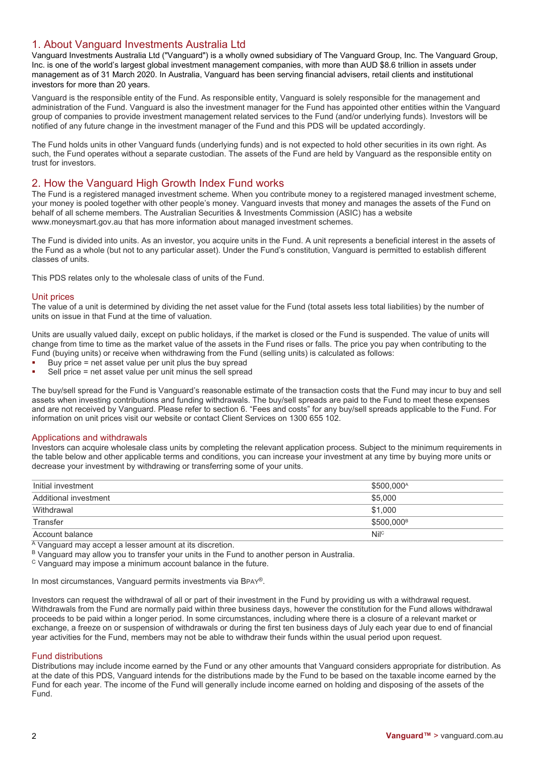## 1. About Vanguard Investments Australia Ltd

Vanguard Investments Australia Ltd ("Vanguard") is a wholly owned subsidiary of The Vanguard Group, Inc. The Vanguard Group, Inc. is one of the world's largest global investment management companies, with more than AUD $8.6 trillion in assets under management as of 31 March 2020. In Australia, Vanguard has been serving financial advisers, retail clients and institutional investors for more than 20 years.

Vanguard is the responsible entity of the Fund. As responsible entity, Vanguard is solely responsible for the management and administration of the Fund. Vanguard is also the investment manager for the Fund has appointed other entities within the Vanguard group of companies to provide investment management related services to the Fund (and/or underlying funds). Investors will be notified of any future change in the investment manager of the Fund and this PDS will be updated accordingly.

The Fund holds units in other Vanguard funds (underlying funds) and is not expected to hold other securities in its own right. As such, the Fund operates without a separate custodian. The assets of the Fund are held by Vanguard as the responsible entity on trust for investors.

## 2. How the Vanguard High Growth Index Fund works

The Fund is a registered managed investment scheme. When you contribute money to a registered managed investment scheme, your money is pooled together with other people's money. Vanguard invests that money and manages the assets of the Fund on behalf of all scheme members. The Australian Securities & Investments Commission (ASIC) has a website www.moneysmart.gov.au that has more information about managed investment schemes.

The Fund is divided into units. As an investor, you acquire units in the Fund. A unit represents a beneficial interest in the assets of the Fund as a whole (but not to any particular asset). Under the Fund's constitution, Vanguard is permitted to establish different classes of units.

This PDS relates only to the wholesale class of units of the Fund.

### Unit prices

The value of a unit is determined by dividing the net asset value for the Fund (total assets less total liabilities) by the number of units on issue in that Fund at the time of valuation.

Units are usually valued daily, except on public holidays, if the market is closed or the Fund is suspended. The value of units will change from time to time as the market value of the assets in the Fund rises or falls. The price you pay when contributing to the Fund (buying units) or receive when withdrawing from the Fund (selling units) is calculated as follows:

- Buy price = net asset value per unit plus the buy spread
- Sell price = net asset value per unit minus the sell spread

The buy/sell spread for the Fund is Vanguard's reasonable estimate of the transaction costs that the Fund may incur to buy and sell assets when investing contributions and funding withdrawals. The buy/sell spreads are paid to the Fund to meet these expenses and are not received by Vanguard. Please refer to section 6. "Fees and costs" for any buy/sell spreads applicable to the Fund. For information on unit prices visit our website or contact Client Services on 1300 655 102.

### Applications and withdrawals

Investors can acquire wholesale class units by completing the relevant application process. Subject to the minimum requirements in the table below and other applicable terms and conditions, you can increase your investment at any time by buying more units or decrease your investment by withdrawing or transferring some of your units.

| | |
|---|---|
| Initial investment | $500,000[A] |
| Additional investment | $5,000 |
| Withdrawal | $1,000 |
| Transfer | $500,000[B] |
| Account balance | Nil[C] |

[A] Vanguard may accept a lesser amount at its discretion.
[B] Vanguard may allow you to transfer your units in the Fund to another person in Australia.
[C] Vanguard may impose a minimum account balance in the future.

In most circumstances, Vanguard permits investments via BPAY®.

Investors can request the withdrawal of all or part of their investment in the Fund by providing us with a withdrawal request. Withdrawals from the Fund are normally paid within three business days, however the constitution for the Fund allows withdrawal proceeds to be paid within a longer period. In some circumstances, including where there is a closure of a relevant market or exchange, a freeze on or suspension of withdrawals or during the first ten business days of July each year due to end of financial year activities for the Fund, members may not be able to withdraw their funds within the usual period upon request.

### Fund distributions

Distributions may include income earned by the Fund or any other amounts that Vanguard considers appropriate for distribution. As at the date of this PDS, Vanguard intends for the distributions made by the Fund to be based on the taxable income earned by the Fund for each year. The income of the Fund will generally include income earned on holding and disposing of the assets of the Fund.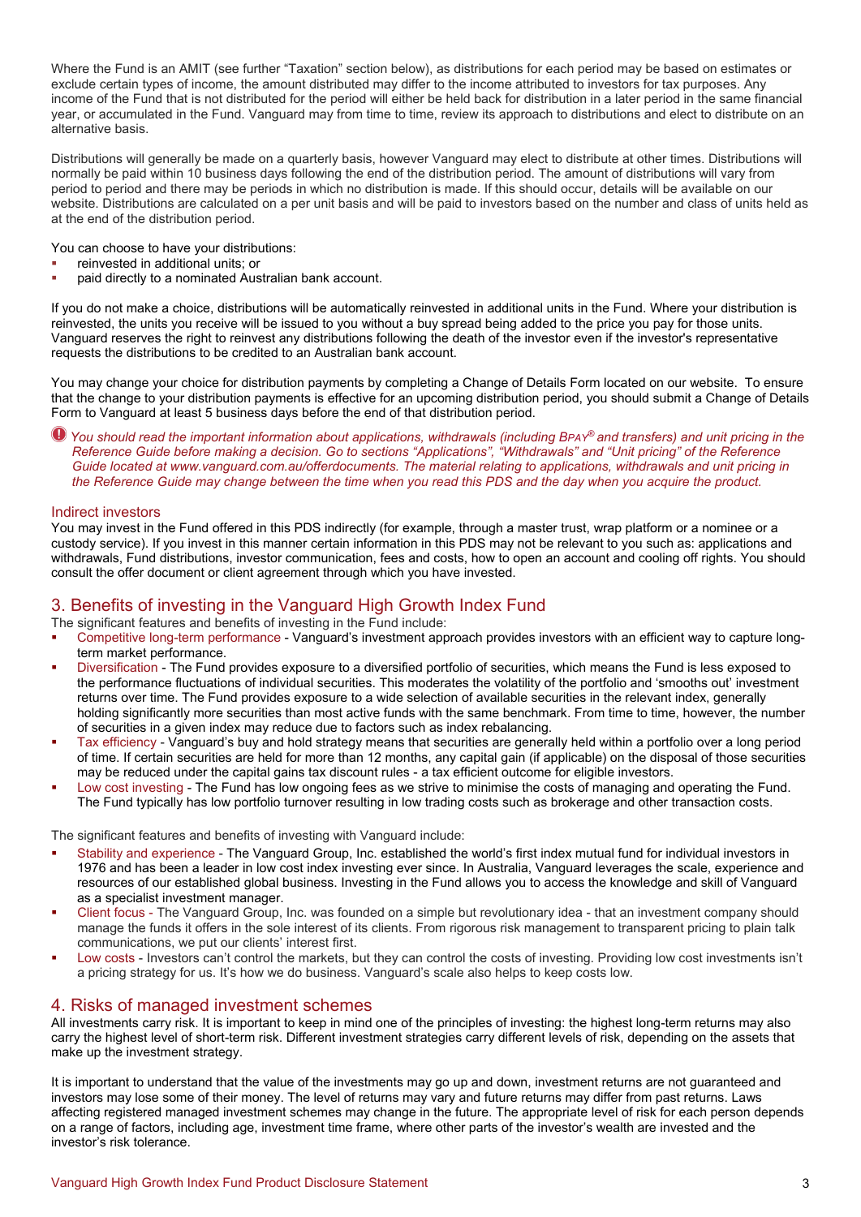Where the Fund is an AMIT (see further "Taxation" section below), as distributions for each period may be based on estimates or exclude certain types of income, the amount distributed may differ to the income attributed to investors for tax purposes. Any income of the Fund that is not distributed for the period will either be held back for distribution in a later period in the same financial year, or accumulated in the Fund. Vanguard may from time to time, review its approach to distributions and elect to distribute on an alternative basis.

Distributions will generally be made on a quarterly basis, however Vanguard may elect to distribute at other times. Distributions will normally be paid within 10 business days following the end of the distribution period. The amount of distributions will vary from period to period and there may be periods in which no distribution is made. If this should occur, details will be available on our website. Distributions are calculated on a per unit basis and will be paid to investors based on the number and class of units held as at the end of the distribution period.

You can choose to have your distributions:

- reinvested in additional units; or
- paid directly to a nominated Australian bank account.

If you do not make a choice, distributions will be automatically reinvested in additional units in the Fund. Where your distribution is reinvested, the units you receive will be issued to you without a buy spread being added to the price you pay for those units. Vanguard reserves the right to reinvest any distributions following the death of the investor even if the investor's representative requests the distributions to be credited to an Australian bank account.

You may change your choice for distribution payments by completing a Change of Details Form located on our website. To ensure that the change to your distribution payments is effective for an upcoming distribution period, you should submit a Change of Details Form to Vanguard at least 5 business days before the end of that distribution period.

*You should read the important information about applications, withdrawals (including BPAY® and transfers) and unit pricing in the Reference Guide before making a decision. Go to sections "Applications", "Withdrawals" and "Unit pricing" of the Reference Guide located at www.vanguard.com.au/offerdocuments. The material relating to applications, withdrawals and unit pricing in the Reference Guide may change between the time when you read this PDS and the day when you acquire the product.*

### Indirect investors

You may invest in the Fund offered in this PDS indirectly (for example, through a master trust, wrap platform or a nominee or a custody service). If you invest in this manner certain information in this PDS may not be relevant to you such as: applications and withdrawals, Fund distributions, investor communication, fees and costs, how to open an account and cooling off rights. You should consult the offer document or client agreement through which you have invested.

## 3. Benefits of investing in the Vanguard High Growth Index Fund

The significant features and benefits of investing in the Fund include:

- Competitive long-term performance - Vanguard's investment approach provides investors with an efficient way to capture long-term market performance.
- Diversification - The Fund provides exposure to a diversified portfolio of securities, which means the Fund is less exposed to the performance fluctuations of individual securities. This moderates the volatility of the portfolio and 'smooths out' investment returns over time. The Fund provides exposure to a wide selection of available securities in the relevant index, generally holding significantly more securities than most active funds with the same benchmark. From time to time, however, the number of securities in a given index may reduce due to factors such as index rebalancing.
- Tax efficiency - Vanguard's buy and hold strategy means that securities are generally held within a portfolio over a long period of time. If certain securities are held for more than 12 months, any capital gain (if applicable) on the disposal of those securities may be reduced under the capital gains tax discount rules - a tax efficient outcome for eligible investors.
- Low cost investing - The Fund has low ongoing fees as we strive to minimise the costs of managing and operating the Fund. The Fund typically has low portfolio turnover resulting in low trading costs such as brokerage and other transaction costs.

The significant features and benefits of investing with Vanguard include:

- Stability and experience - The Vanguard Group, Inc. established the world's first index mutual fund for individual investors in 1976 and has been a leader in low cost index investing ever since. In Australia, Vanguard leverages the scale, experience and resources of our established global business. Investing in the Fund allows you to access the knowledge and skill of Vanguard as a specialist investment manager.
- Client focus - The Vanguard Group, Inc. was founded on a simple but revolutionary idea - that an investment company should manage the funds it offers in the sole interest of its clients. From rigorous risk management to transparent pricing to plain talk communications, we put our clients' interest first.
- Low costs - Investors can't control the markets, but they can control the costs of investing. Providing low cost investments isn't a pricing strategy for us. It's how we do business. Vanguard's scale also helps to keep costs low.

## 4. Risks of managed investment schemes

All investments carry risk. It is important to keep in mind one of the principles of investing: the highest long-term returns may also carry the highest level of short-term risk. Different investment strategies carry different levels of risk, depending on the assets that make up the investment strategy.

It is important to understand that the value of the investments may go up and down, investment returns are not guaranteed and investors may lose some of their money. The level of returns may vary and future returns may differ from past returns. Laws affecting registered managed investment schemes may change in the future. The appropriate level of risk for each person depends on a range of factors, including age, investment time frame, where other parts of the investor's wealth are invested and the investor's risk tolerance.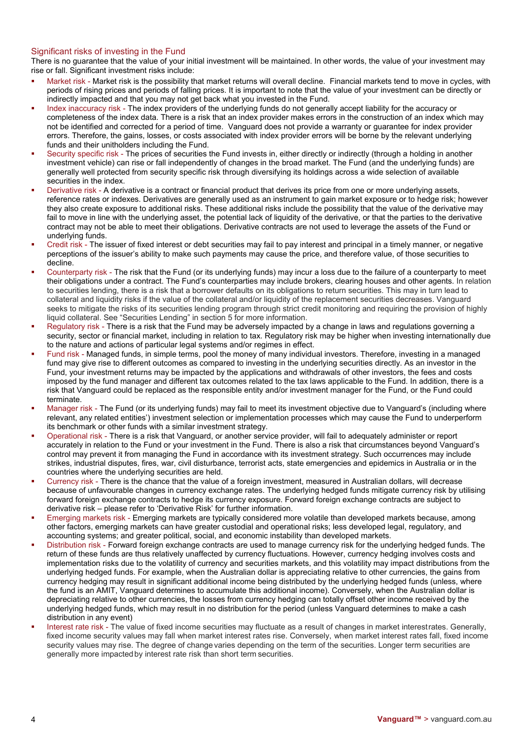## Significant risks of investing in the Fund

There is no guarantee that the value of your initial investment will be maintained. In other words, the value of your investment may rise or fall. Significant investment risks include:

- Market risk - Market risk is the possibility that market returns will overall decline. Financial markets tend to move in cycles, with periods of rising prices and periods of falling prices. It is important to note that the value of your investment can be directly or indirectly impacted and that you may not get back what you invested in the Fund.
- Index inaccuracy risk - The index providers of the underlying funds do not generally accept liability for the accuracy or completeness of the index data. There is a risk that an index provider makes errors in the construction of an index which may not be identified and corrected for a period of time. Vanguard does not provide a warranty or guarantee for index provider errors. Therefore, the gains, losses, or costs associated with index provider errors will be borne by the relevant underlying funds and their unitholders including the Fund.
- Security specific risk - The prices of securities the Fund invests in, either directly or indirectly (through a holding in another investment vehicle) can rise or fall independently of changes in the broad market. The Fund (and the underlying funds) are generally well protected from security specific risk through diversifying its holdings across a wide selection of available securities in the index.
- Derivative risk - A derivative is a contract or financial product that derives its price from one or more underlying assets, reference rates or indexes. Derivatives are generally used as an instrument to gain market exposure or to hedge risk; however they also create exposure to additional risks. These additional risks include the possibility that the value of the derivative may fail to move in line with the underlying asset, the potential lack of liquidity of the derivative, or that the parties to the derivative contract may not be able to meet their obligations. Derivative contracts are not used to leverage the assets of the Fund or underlying funds.
- Credit risk - The issuer of fixed interest or debt securities may fail to pay interest and principal in a timely manner, or negative perceptions of the issuer's ability to make such payments may cause the price, and therefore value, of those securities to decline.
- Counterparty risk - The risk that the Fund (or its underlying funds) may incur a loss due to the failure of a counterparty to meet their obligations under a contract. The Fund's counterparties may include brokers, clearing houses and other agents. In relation to securities lending, there is a risk that a borrower defaults on its obligations to return securities. This may in turn lead to collateral and liquidity risks if the value of the collateral and/or liquidity of the replacement securities decreases. Vanguard seeks to mitigate the risks of its securities lending program through strict credit monitoring and requiring the provision of highly liquid collateral. See "Securities Lending" in section 5 for more information.
- Regulatory risk - There is a risk that the Fund may be adversely impacted by a change in laws and regulations governing a security, sector or financial market, including in relation to tax. Regulatory risk may be higher when investing internationally due to the nature and actions of particular legal systems and/or regimes in effect.
- Fund risk - Managed funds, in simple terms, pool the money of many individual investors. Therefore, investing in a managed fund may give rise to different outcomes as compared to investing in the underlying securities directly. As an investor in the Fund, your investment returns may be impacted by the applications and withdrawals of other investors, the fees and costs imposed by the fund manager and different tax outcomes related to the tax laws applicable to the Fund. In addition, there is a risk that Vanguard could be replaced as the responsible entity and/or investment manager for the Fund, or the Fund could terminate.
- Manager risk - The Fund (or its underlying funds) may fail to meet its investment objective due to Vanguard's (including where relevant, any related entities') investment selection or implementation processes which may cause the Fund to underperform its benchmark or other funds with a similar investment strategy.
- Operational risk - There is a risk that Vanguard, or another service provider, will fail to adequately administer or report accurately in relation to the Fund or your investment in the Fund. There is also a risk that circumstances beyond Vanguard's control may prevent it from managing the Fund in accordance with its investment strategy. Such occurrences may include strikes, industrial disputes, fires, war, civil disturbance, terrorist acts, state emergencies and epidemics in Australia or in the countries where the underlying securities are held.
- Currency risk - There is the chance that the value of a foreign investment, measured in Australian dollars, will decrease because of unfavourable changes in currency exchange rates. The underlying hedged funds mitigate currency risk by utilising forward foreign exchange contracts to hedge its currency exposure. Forward foreign exchange contracts are subject to derivative risk – please refer to 'Derivative Risk' for further information.
- Emerging markets risk - Emerging markets are typically considered more volatile than developed markets because, among other factors, emerging markets can have greater custodial and operational risks; less developed legal, regulatory, and accounting systems; and greater political, social, and economic instability than developed markets.
- Distribution risk - Forward foreign exchange contracts are used to manage currency risk for the underlying hedged funds. The return of these funds are thus relatively unaffected by currency fluctuations. However, currency hedging involves costs and implementation risks due to the volatility of currency and securities markets, and this volatility may impact distributions from the underlying hedged funds. For example, when the Australian dollar is appreciating relative to other currencies, the gains from currency hedging may result in significant additional income being distributed by the underlying hedged funds (unless, where the fund is an AMIT, Vanguard determines to accumulate this additional income). Conversely, when the Australian dollar is depreciating relative to other currencies, the losses from currency hedging can totally offset other income received by the underlying hedged funds, which may result in no distribution for the period (unless Vanguard determines to make a cash distribution in any event)
- Interest rate risk - The value of fixed income securities may fluctuate as a result of changes in market interestrates. Generally, fixed income security values may fall when market interest rates rise. Conversely, when market interest rates fall, fixed income security values may rise. The degree of change varies depending on the term of the securities. Longer term securities are generally more impacted by interest rate risk than short term securities.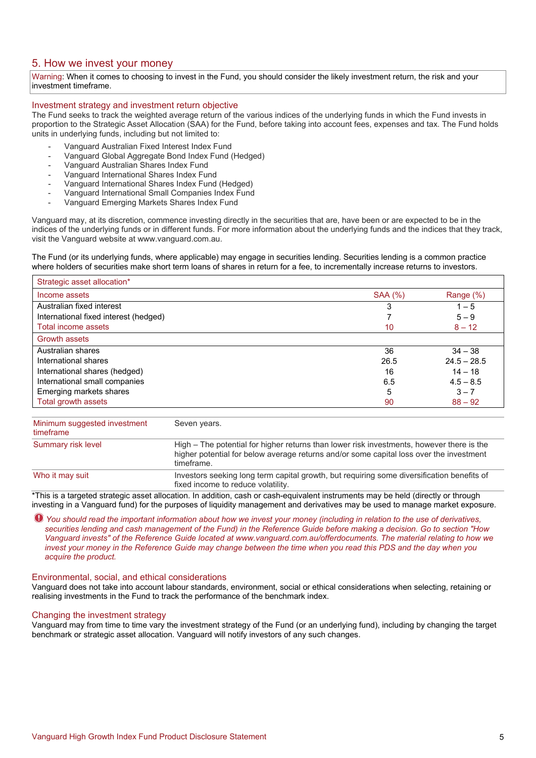## 5. How we invest your money

Warning: When it comes to choosing to invest in the Fund, you should consider the likely investment return, the risk and your investment timeframe.

### Investment strategy and investment return objective

The Fund seeks to track the weighted average return of the various indices of the underlying funds in which the Fund invests in proportion to the Strategic Asset Allocation (SAA) for the Fund, before taking into account fees, expenses and tax. The Fund holds units in underlying funds, including but not limited to:

- Vanguard Australian Fixed Interest Index Fund
- Vanguard Global Aggregate Bond Index Fund (Hedged)
- Vanguard Australian Shares Index Fund
- Vanguard International Shares Index Fund
- Vanguard International Shares Index Fund (Hedged)
- Vanguard International Small Companies Index Fund
- Vanguard Emerging Markets Shares Index Fund

Vanguard may, at its discretion, commence investing directly in the securities that are, have been or are expected to be in the indices of the underlying funds or in different funds. For more information about the underlying funds and the indices that they track, visit the Vanguard website at www.vanguard.com.au.

The Fund (or its underlying funds, where applicable) may engage in securities lending. Securities lending is a common practice where holders of securities make short term loans of shares in return for a fee, to incrementally increase returns to investors.

| Strategic asset allocation* | | |
|---|---|---|
| Income assets | SAA (%) | Range (%) |
| Australian fixed interest | 3 | 1 – 5 |
| International fixed interest (hedged) | 7 | 5 – 9 |
| Total income assets | 10 | 8 – 12 |
| Growth assets | | |
| Australian shares | 36 | 34 – 38 |
| International shares | 26.5 | 24.5 – 28.5 |
| International shares (hedged) | 16 | 14 – 18 |
| International small companies | 6.5 | 4.5 – 8.5 |
| Emerging markets shares | 5 | 3 – 7 |
| Total growth assets | 90 | 88 – 92 |

| | |
|---|---|
| Minimum suggested investment timeframe | Seven years. |
| Summary risk level | High – The potential for higher returns than lower risk investments, however there is the higher potential for below average returns and/or some capital loss over the investment timeframe. |
| Who it may suit | Investors seeking long term capital growth, but requiring some diversification benefits of fixed income to reduce volatility. |

*This is a targeted strategic asset allocation. In addition, cash or cash-equivalent instruments may be held (directly or through investing in a Vanguard fund) for the purposes of liquidity management and derivatives may be used to manage market exposure.

*You should read the important information about how we invest your money (including in relation to the use of derivatives, securities lending and cash management of the Fund) in the Reference Guide before making a decision. Go to section "How Vanguard invests" of the Reference Guide located at www.vanguard.com.au/offerdocuments. The material relating to how we invest your money in the Reference Guide may change between the time when you read this PDS and the day when you acquire the product.*

### Environmental, social, and ethical considerations

Vanguard does not take into account labour standards, environment, social or ethical considerations when selecting, retaining or realising investments in the Fund to track the performance of the benchmark index.

### Changing the investment strategy

Vanguard may from time to time vary the investment strategy of the Fund (or an underlying fund), including by changing the target benchmark or strategic asset allocation. Vanguard will notify investors of any such changes.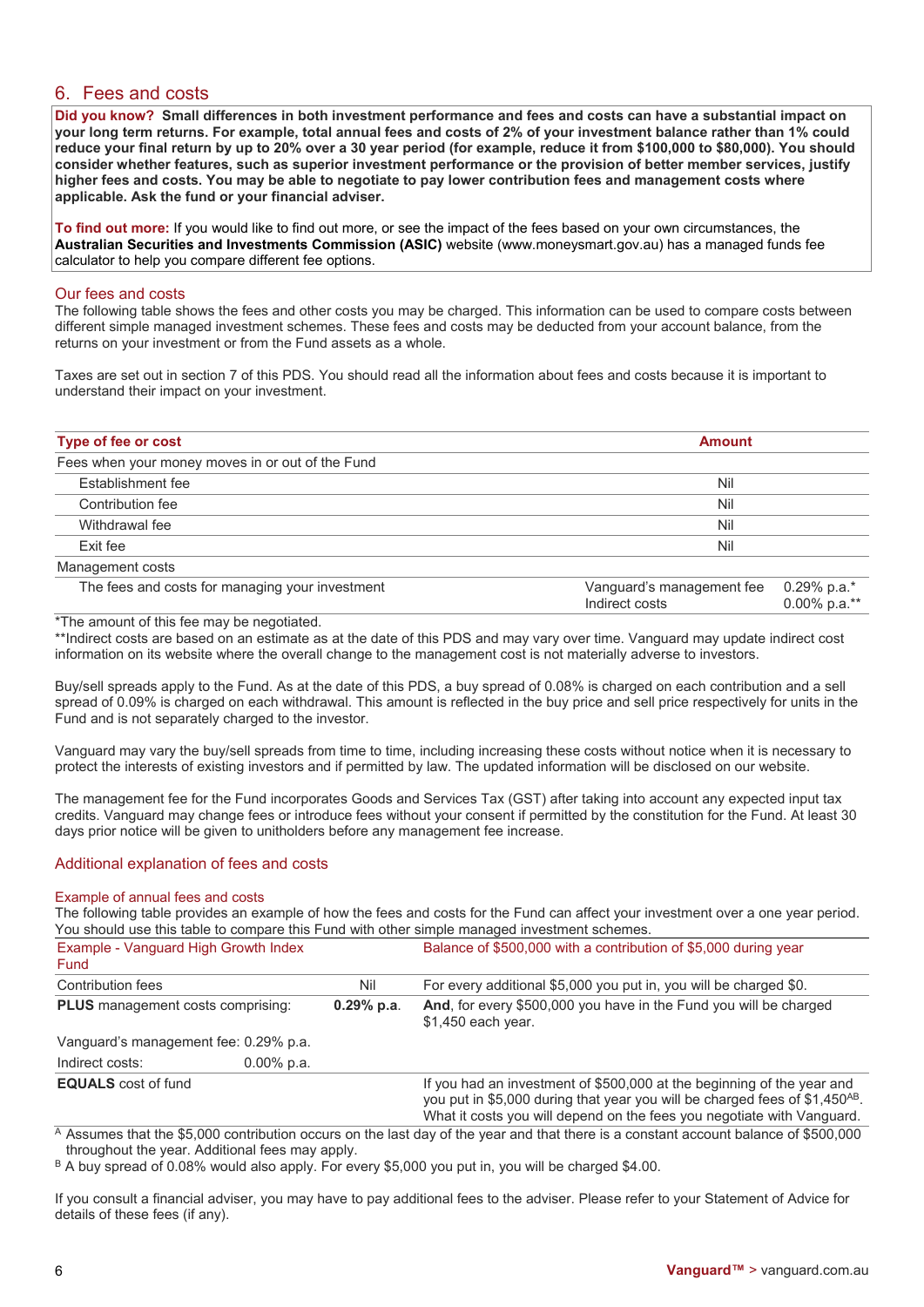## 6. Fees and costs

**Did you know? Small differences in both investment performance and fees and costs can have a substantial impact on your long term returns. For example, total annual fees and costs of 2% of your investment balance rather than 1% could reduce your final return by up to 20% over a 30 year period (for example, reduce it from $100,000 to $80,000). You should consider whether features, such as superior investment performance or the provision of better member services, justify higher fees and costs. You may be able to negotiate to pay lower contribution fees and management costs where applicable. Ask the fund or your financial adviser.**

**To find out more:** If you would like to find out more, or see the impact of the fees based on your own circumstances, the **Australian Securities and Investments Commission (ASIC)** website (www.moneysmart.gov.au) has a managed funds fee calculator to help you compare different fee options.

### Our fees and costs

The following table shows the fees and other costs you may be charged. This information can be used to compare costs between different simple managed investment schemes. These fees and costs may be deducted from your account balance, from the returns on your investment or from the Fund assets as a whole.

Taxes are set out in section 7 of this PDS. You should read all the information about fees and costs because it is important to understand their impact on your investment.

| Type of fee or cost | Amount | |
|---|---|---|
| Fees when your money moves in or out of the Fund | | |
| Establishment fee | Nil | |
| Contribution fee | Nil | |
| Withdrawal fee | Nil | |
| Exit fee | Nil | |
| Management costs | | |
| The fees and costs for managing your investment | Vanguard's management fee<br>Indirect costs | 0.29% p.a.*<br>0.00% p.a.** |

*The amount of this fee may be negotiated.

**Indirect costs are based on an estimate as at the date of this PDS and may vary over time. Vanguard may update indirect cost information on its website where the overall change to the management cost is not materially adverse to investors.

Buy/sell spreads apply to the Fund. As at the date of this PDS, a buy spread of 0.08% is charged on each contribution and a sell spread of 0.09% is charged on each withdrawal. This amount is reflected in the buy price and sell price respectively for units in the Fund and is not separately charged to the investor.

Vanguard may vary the buy/sell spreads from time to time, including increasing these costs without notice when it is necessary to protect the interests of existing investors and if permitted by law. The updated information will be disclosed on our website.

The management fee for the Fund incorporates Goods and Services Tax (GST) after taking into account any expected input tax credits. Vanguard may change fees or introduce fees without your consent if permitted by the constitution for the Fund. At least 30 days prior notice will be given to unitholders before any management fee increase.

### Additional explanation of fees and costs

#### Example of annual fees and costs

The following table provides an example of how the fees and costs for the Fund can affect your investment over a one year period. You should use this table to compare this Fund with other simple managed investment schemes.

| Example - Vanguard High Growth Index Fund | | Balance of $500,000 with a contribution of $5,000 during year |
|---|---|---|
| Contribution fees | Nil | For every additional $5,000 you put in, you will be charged $0. |
| **PLUS** management costs comprising: | **0.29% p.a.** | **And**, for every $500,000 you have in the Fund you will be charged $1,450 each year. |
| Vanguard's management fee: 0.29% p.a. | | |
| Indirect costs: 0.00% p.a. | | |
| **EQUALS** cost of fund | | If you had an investment of $500,000 at the beginning of the year and you put in $5,000 during that year you will be charged fees of $1,450[AB]. What it costs you will depend on the fees you negotiate with Vanguard. |

[A] Assumes that the $5,000 contribution occurs on the last day of the year and that there is a constant account balance of $500,000 throughout the year. Additional fees may apply.

[B] A buy spread of 0.08% would also apply. For every $5,000 you put in, you will be charged $4.00.

If you consult a financial adviser, you may have to pay additional fees to the adviser. Please refer to your Statement of Advice for details of these fees (if any).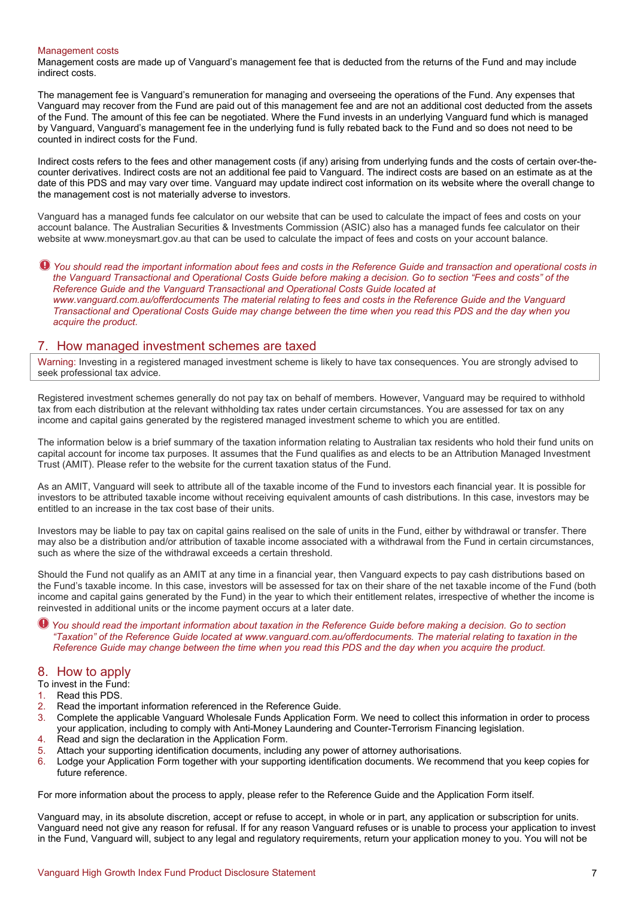### Management costs

Management costs are made up of Vanguard's management fee that is deducted from the returns of the Fund and may include indirect costs.

The management fee is Vanguard's remuneration for managing and overseeing the operations of the Fund. Any expenses that Vanguard may recover from the Fund are paid out of this management fee and are not an additional cost deducted from the assets of the Fund. The amount of this fee can be negotiated. Where the Fund invests in an underlying Vanguard fund which is managed by Vanguard, Vanguard's management fee in the underlying fund is fully rebated back to the Fund and so does not need to be counted in indirect costs for the Fund.

Indirect costs refers to the fees and other management costs (if any) arising from underlying funds and the costs of certain over-the-counter derivatives. Indirect costs are not an additional fee paid to Vanguard. The indirect costs are based on an estimate as at the date of this PDS and may vary over time. Vanguard may update indirect cost information on its website where the overall change to the management cost is not materially adverse to investors.

Vanguard has a managed funds fee calculator on our website that can be used to calculate the impact of fees and costs on your account balance. The Australian Securities & Investments Commission (ASIC) also has a managed funds fee calculator on their website at www.moneysmart.gov.au that can be used to calculate the impact of fees and costs on your account balance.

*You should read the important information about fees and costs in the Reference Guide and transaction and operational costs in the Vanguard Transactional and Operational Costs Guide before making a decision. Go to section "Fees and costs" of the Reference Guide and the Vanguard Transactional and Operational Costs Guide located at www.vanguard.com.au/offerdocuments The material relating to fees and costs in the Reference Guide and the Vanguard Transactional and Operational Costs Guide may change between the time when you read this PDS and the day when you acquire the product.*

## 7. How managed investment schemes are taxed

Warning: Investing in a registered managed investment scheme is likely to have tax consequences. You are strongly advised to seek professional tax advice.

Registered investment schemes generally do not pay tax on behalf of members. However, Vanguard may be required to withhold tax from each distribution at the relevant withholding tax rates under certain circumstances. You are assessed for tax on any income and capital gains generated by the registered managed investment scheme to which you are entitled.

The information below is a brief summary of the taxation information relating to Australian tax residents who hold their fund units on capital account for income tax purposes. It assumes that the Fund qualifies as and elects to be an Attribution Managed Investment Trust (AMIT). Please refer to the website for the current taxation status of the Fund.

As an AMIT, Vanguard will seek to attribute all of the taxable income of the Fund to investors each financial year. It is possible for investors to be attributed taxable income without receiving equivalent amounts of cash distributions. In this case, investors may be entitled to an increase in the tax cost base of their units.

Investors may be liable to pay tax on capital gains realised on the sale of units in the Fund, either by withdrawal or transfer. There may also be a distribution and/or attribution of taxable income associated with a withdrawal from the Fund in certain circumstances, such as where the size of the withdrawal exceeds a certain threshold.

Should the Fund not qualify as an AMIT at any time in a financial year, then Vanguard expects to pay cash distributions based on the Fund's taxable income. In this case, investors will be assessed for tax on their share of the net taxable income of the Fund (both income and capital gains generated by the Fund) in the year to which their entitlement relates, irrespective of whether the income is reinvested in additional units or the income payment occurs at a later date.

*You should read the important information about taxation in the Reference Guide before making a decision. Go to section "Taxation" of the Reference Guide located at www.vanguard.com.au/offerdocuments. The material relating to taxation in the Reference Guide may change between the time when you read this PDS and the day when you acquire the product.*

## 8. How to apply

To invest in the Fund:

1. Read this PDS.
2. Read the important information referenced in the Reference Guide.
3. Complete the applicable Vanguard Wholesale Funds Application Form. We need to collect this information in order to process your application, including to comply with Anti-Money Laundering and Counter-Terrorism Financing legislation.
4. Read and sign the declaration in the Application Form.
5. Attach your supporting identification documents, including any power of attorney authorisations.
6. Lodge your Application Form together with your supporting identification documents. We recommend that you keep copies for future reference.

For more information about the process to apply, please refer to the Reference Guide and the Application Form itself.

Vanguard may, in its absolute discretion, accept or refuse to accept, in whole or in part, any application or subscription for units. Vanguard need not give any reason for refusal. If for any reason Vanguard refuses or is unable to process your application to invest in the Fund, Vanguard will, subject to any legal and regulatory requirements, return your application money to you. You will not be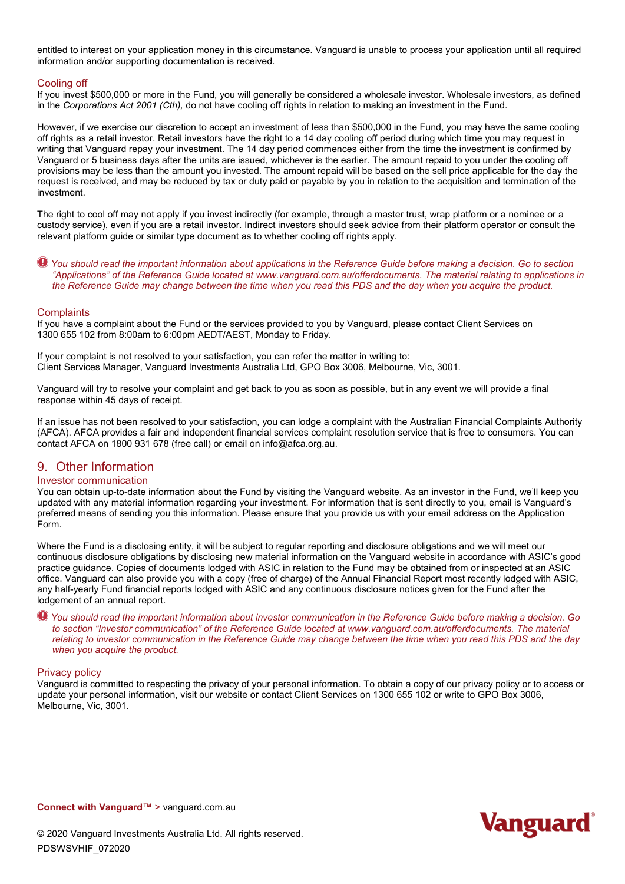entitled to interest on your application money in this circumstance. Vanguard is unable to process your application until all required information and/or supporting documentation is received.

### Cooling off

If you invest $500,000 or more in the Fund, you will generally be considered a wholesale investor. Wholesale investors, as defined in the *Corporations Act 2001 (Cth),* do not have cooling off rights in relation to making an investment in the Fund.

However, if we exercise our discretion to accept an investment of less than $500,000 in the Fund, you may have the same cooling off rights as a retail investor. Retail investors have the right to a 14 day cooling off period during which time you may request in writing that Vanguard repay your investment. The 14 day period commences either from the time the investment is confirmed by Vanguard or 5 business days after the units are issued, whichever is the earlier. The amount repaid to you under the cooling off provisions may be less than the amount you invested. The amount repaid will be based on the sell price applicable for the day the request is received, and may be reduced by tax or duty paid or payable by you in relation to the acquisition and termination of the investment.

The right to cool off may not apply if you invest indirectly (for example, through a master trust, wrap platform or a nominee or a custody service), even if you are a retail investor. Indirect investors should seek advice from their platform operator or consult the relevant platform guide or similar type document as to whether cooling off rights apply.

*You should read the important information about applications in the Reference Guide before making a decision. Go to section "Applications" of the Reference Guide located at www.vanguard.com.au/offerdocuments. The material relating to applications in the Reference Guide may change between the time when you read this PDS and the day when you acquire the product.*

### Complaints

If you have a complaint about the Fund or the services provided to you by Vanguard, please contact Client Services on 1300 655 102 from 8:00am to 6:00pm AEDT/AEST, Monday to Friday.

If your complaint is not resolved to your satisfaction, you can refer the matter in writing to:
Client Services Manager, Vanguard Investments Australia Ltd, GPO Box 3006, Melbourne, Vic, 3001.

Vanguard will try to resolve your complaint and get back to you as soon as possible, but in any event we will provide a final response within 45 days of receipt.

If an issue has not been resolved to your satisfaction, you can lodge a complaint with the Australian Financial Complaints Authority (AFCA). AFCA provides a fair and independent financial services complaint resolution service that is free to consumers. You can contact AFCA on 1800 931 678 (free call) or email on info@afca.org.au.

## 9. Other Information

### Investor communication

You can obtain up-to-date information about the Fund by visiting the Vanguard website. As an investor in the Fund, we'll keep you updated with any material information regarding your investment. For information that is sent directly to you, email is Vanguard's preferred means of sending you this information. Please ensure that you provide us with your email address on the Application Form.

Where the Fund is a disclosing entity, it will be subject to regular reporting and disclosure obligations and we will meet our continuous disclosure obligations by disclosing new material information on the Vanguard website in accordance with ASIC's good practice guidance. Copies of documents lodged with ASIC in relation to the Fund may be obtained from or inspected at an ASIC office. Vanguard can also provide you with a copy (free of charge) of the Annual Financial Report most recently lodged with ASIC, any half-yearly Fund financial reports lodged with ASIC and any continuous disclosure notices given for the Fund after the lodgement of an annual report.

*You should read the important information about investor communication in the Reference Guide before making a decision. Go to section "Investor communication" of the Reference Guide located at www.vanguard.com.au/offerdocuments. The material relating to investor communication in the Reference Guide may change between the time when you read this PDS and the day when you acquire the product.*

### Privacy policy

Vanguard is committed to respecting the privacy of your personal information. To obtain a copy of our privacy policy or to access or update your personal information, visit our website or contact Client Services on 1300 655 102 or write to GPO Box 3006, Melbourne, Vic, 3001.

**Connect with Vanguard™** > vanguard.com.au

Vanguard®

© 2020 Vanguard Investments Australia Ltd. All rights reserved.
PDSWSVHIF_072020